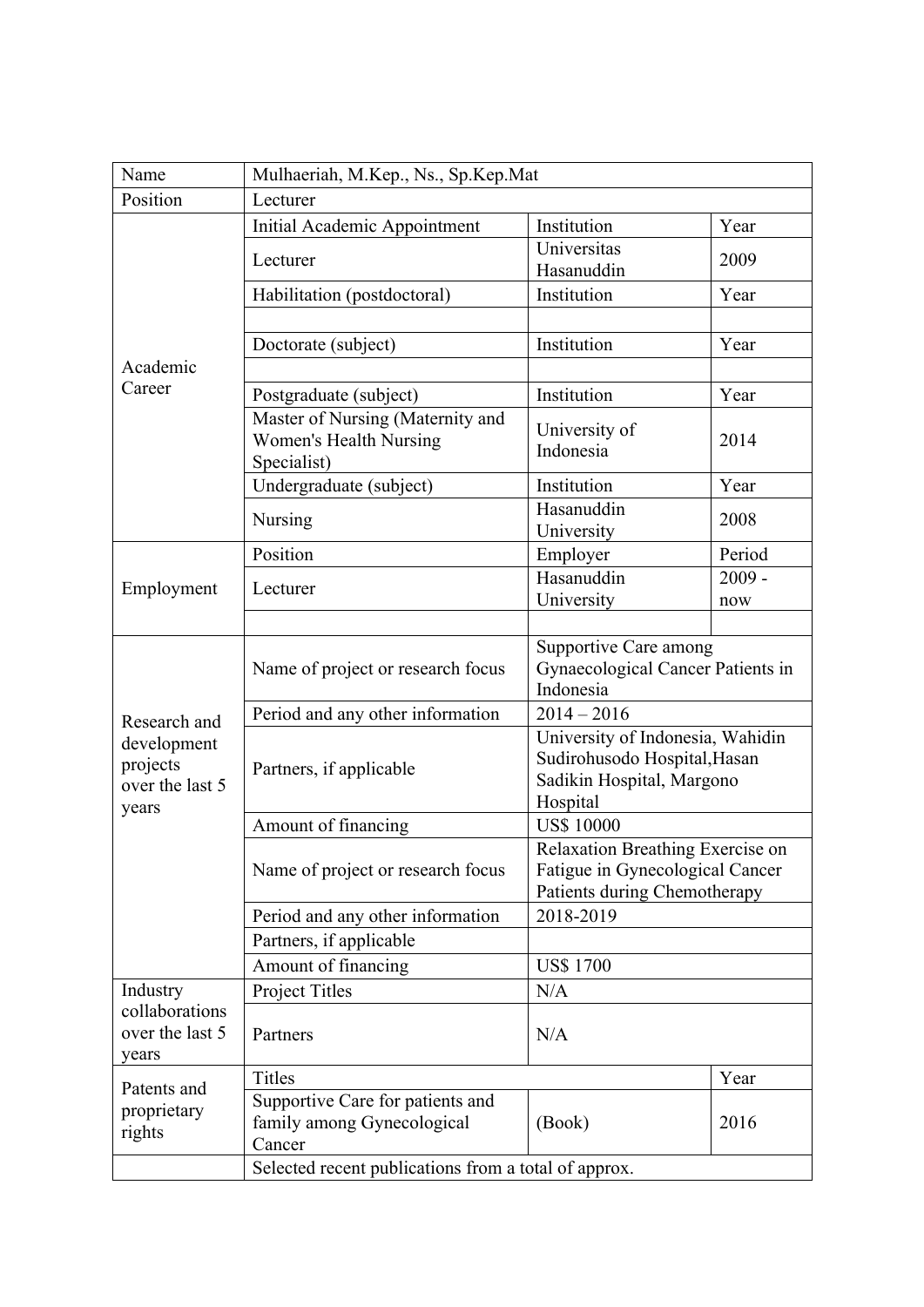| Name | Mulhaeriah, M.Kep., Ns., Sp.Kep.Mat | | |
|---|---|---|---|
| Position | Lecturer | | |
| Academic Career | Initial Academic Appointment | Institution | Year |
| | Lecturer | Universitas Hasanuddin | 2009 |
| | Habilitation (postdoctoral) | Institution | Year |
| | | | |
| | Doctorate (subject) | Institution | Year |
| | | | |
| | Postgraduate (subject) | Institution | Year |
| | Master of Nursing (Maternity and Women's Health Nursing Specialist) | University of Indonesia | 2014 |
| | Undergraduate (subject) | Institution | Year |
| | Nursing | Hasanuddin University | 2008 |
| Employment | Position | Employer | Period |
| | Lecturer | Hasanuddin University | 2009 - now |
| | | | |
| Research and development projects over the last 5 years | Name of project or research focus | Supportive Care among Gynaecological Cancer Patients in Indonesia | |
| | Period and any other information | 2014 – 2016 | |
| | Partners, if applicable | University of Indonesia, Wahidin Sudirohusodo Hospital,Hasan Sadikin Hospital, Margono Hospital | |
| | Amount of financing | US$ 10000 | |
| | Name of project or research focus | Relaxation Breathing Exercise on Fatigue in Gynecological Cancer Patients during Chemotherapy | |
| | Period and any other information | 2018-2019 | |
| | Partners, if applicable | | |
| | Amount of financing | US$ 1700 | |
| Industry collaborations over the last 5 years | Project Titles | N/A | |
| | Partners | N/A | |
| Patents and proprietary rights | Titles | | Year |
| | Supportive Care for patients and family among Gynecological Cancer | (Book) | 2016 |
| | Selected recent publications from a total of approx. | | |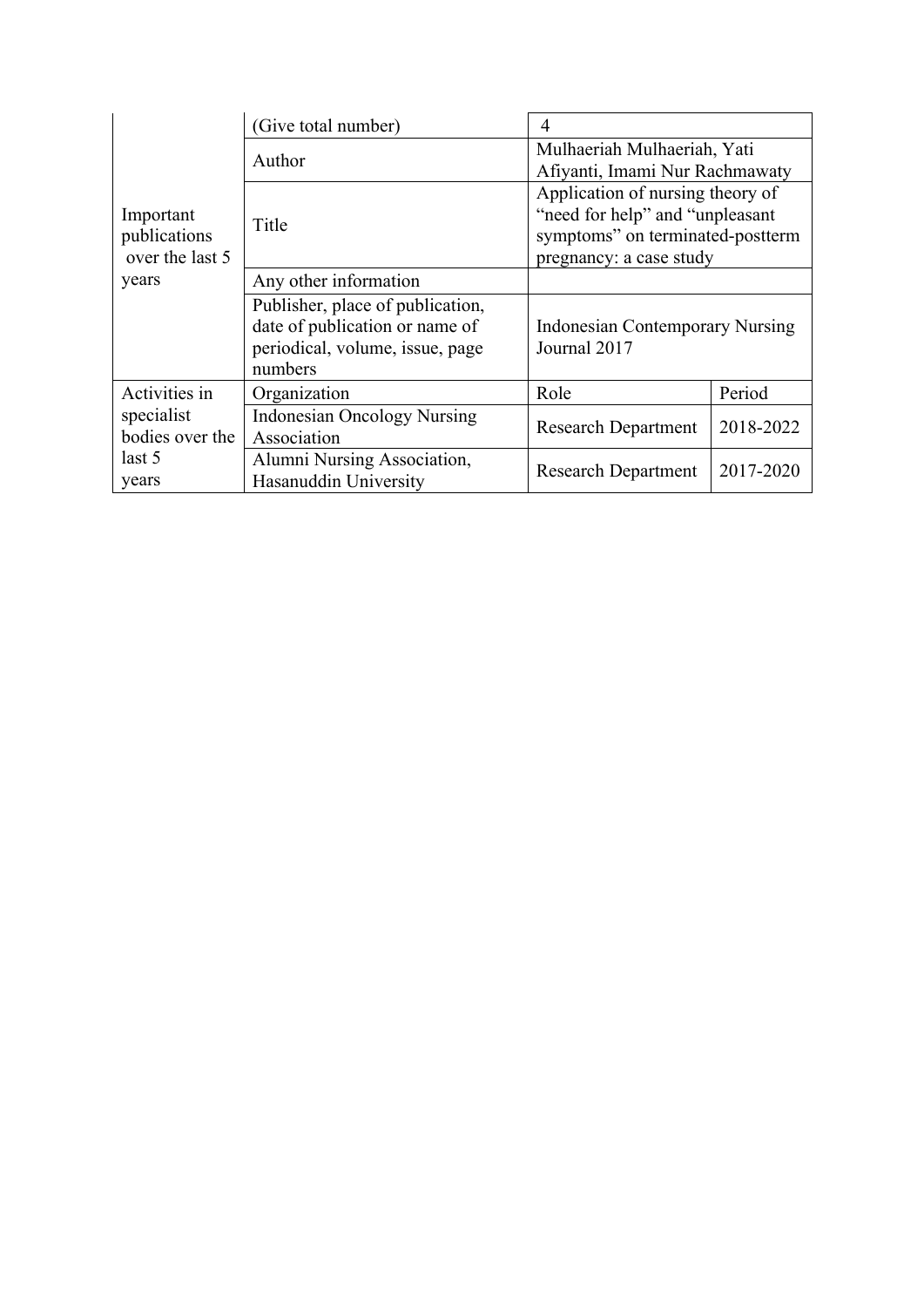| | | | |
|---|---|---|---|
| Important publications over the last 5 years | (Give total number) | 4 | |
| | Author | Mulhaeriah Mulhaeriah, Yati Afiyanti, Imami Nur Rachmawaty | |
| | Title | Application of nursing theory of “need for help” and “unpleasant symptoms” on terminated-postterm pregnancy: a case study | |
| | Any other information | | |
| | Publisher, place of publication, date of publication or name of periodical, volume, issue, page numbers | Indonesian Contemporary Nursing Journal 2017 | |
| Activities in specialist bodies over the last 5 years | Organization | Role | Period |
| | Indonesian Oncology Nursing Association | Research Department | 2018-2022 |
| | Alumni Nursing Association, Hasanuddin University | Research Department | 2017-2020 |